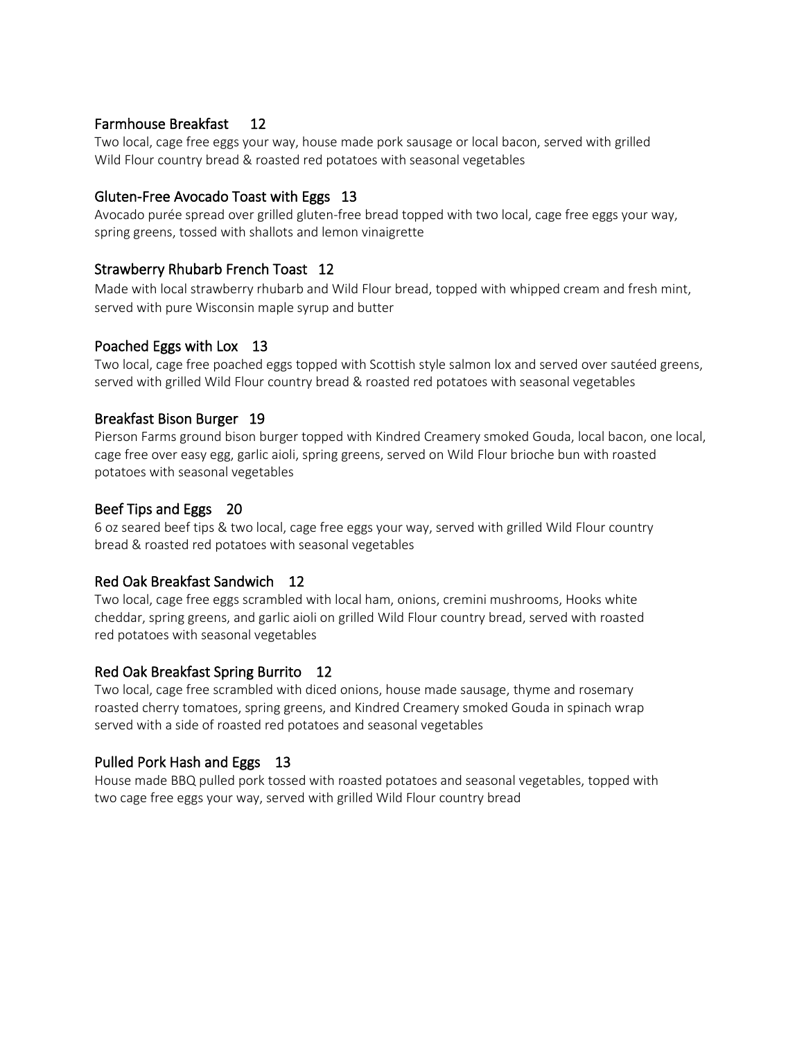### Farmhouse Breakfast 12

Two local, cage free eggs your way, house made pork sausage or local bacon, served with grilled Wild Flour country bread & roasted red potatoes with seasonal vegetables

### Gluten-Free Avocado Toast with Eggs 13

Avocado purée spread over grilled gluten-free bread topped with two local, cage free eggs your way, spring greens, tossed with shallots and lemon vinaigrette

### Strawberry Rhubarb French Toast 12

Made with local strawberry rhubarb and Wild Flour bread, topped with whipped cream and fresh mint, served with pure Wisconsin maple syrup and butter

### Poached Eggs with Lox 13

Two local, cage free poached eggs topped with Scottish style salmon lox and served over sautéed greens, served with grilled Wild Flour country bread & roasted red potatoes with seasonal vegetables

### Breakfast Bison Burger 19

Pierson Farms ground bison burger topped with Kindred Creamery smoked Gouda, local bacon, one local, cage free over easy egg, garlic aioli, spring greens, served on Wild Flour brioche bun with roasted potatoes with seasonal vegetables

### Beef Tips and Eggs 20

6 oz seared beef tips & two local, cage free eggs your way, served with grilled Wild Flour country bread & roasted red potatoes with seasonal vegetables

### Red Oak Breakfast Sandwich 12

Two local, cage free eggs scrambled with local ham, onions, cremini mushrooms, Hooks white cheddar, spring greens, and garlic aioli on grilled Wild Flour country bread, served with roasted red potatoes with seasonal vegetables

### Red Oak Breakfast Spring Burrito 12

Two local, cage free scrambled with diced onions, house made sausage, thyme and rosemary roasted cherry tomatoes, spring greens, and Kindred Creamery smoked Gouda in spinach wrap served with a side of roasted red potatoes and seasonal vegetables

### Pulled Pork Hash and Eggs 13

House made BBQ pulled pork tossed with roasted potatoes and seasonal vegetables, topped with two cage free eggs your way, served with grilled Wild Flour country bread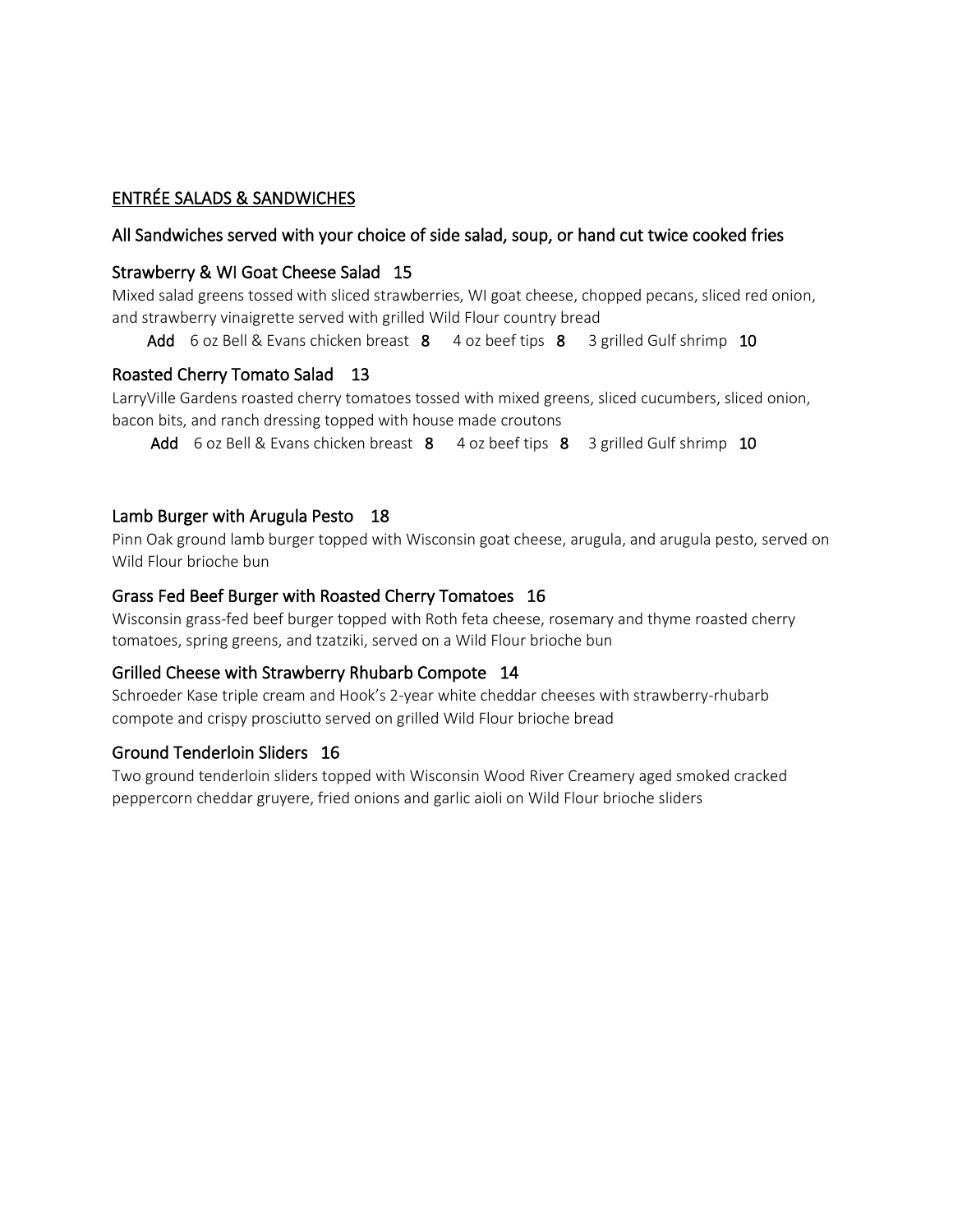## ENTRÉE SALADS & SANDWICHES

### All Sandwiches served with your choice of side salad, soup, or hand cut twice cooked fries

### Strawberry & WI Goat Cheese Salad 15

Mixed salad greens tossed with sliced strawberries, WI goat cheese, chopped pecans, sliced red onion, and strawberry vinaigrette served with grilled Wild Flour country bread

**Add** 6 oz Bell & Evans chicken breast **8** 4 oz beef tips **8** 3 grilled Gulf shrimp **10**

### Roasted Cherry Tomato Salad 13

LarryVille Gardens roasted cherry tomatoes tossed with mixed greens, sliced cucumbers, sliced onion, bacon bits, and ranch dressing topped with house made croutons

**Add** 6 oz Bell & Evans chicken breast **8** 4 oz beef tips **8** 3 grilled Gulf shrimp **10**

### Lamb Burger with Arugula Pesto 18

Pinn Oak ground lamb burger topped with Wisconsin goat cheese, arugula, and arugula pesto, served on Wild Flour brioche bun

### Grass Fed Beef Burger with Roasted Cherry Tomatoes 16

Wisconsin grass-fed beef burger topped with Roth feta cheese, rosemary and thyme roasted cherry tomatoes, spring greens, and tzatziki, served on a Wild Flour brioche bun

### Grilled Cheese with Strawberry Rhubarb Compote 14

Schroeder Kase triple cream and Hook's 2-year white cheddar cheeses with strawberry-rhubarb compote and crispy prosciutto served on grilled Wild Flour brioche bread

### Ground Tenderloin Sliders 16

Two ground tenderloin sliders topped with Wisconsin Wood River Creamery aged smoked cracked peppercorn cheddar gruyere, fried onions and garlic aioli on Wild Flour brioche sliders